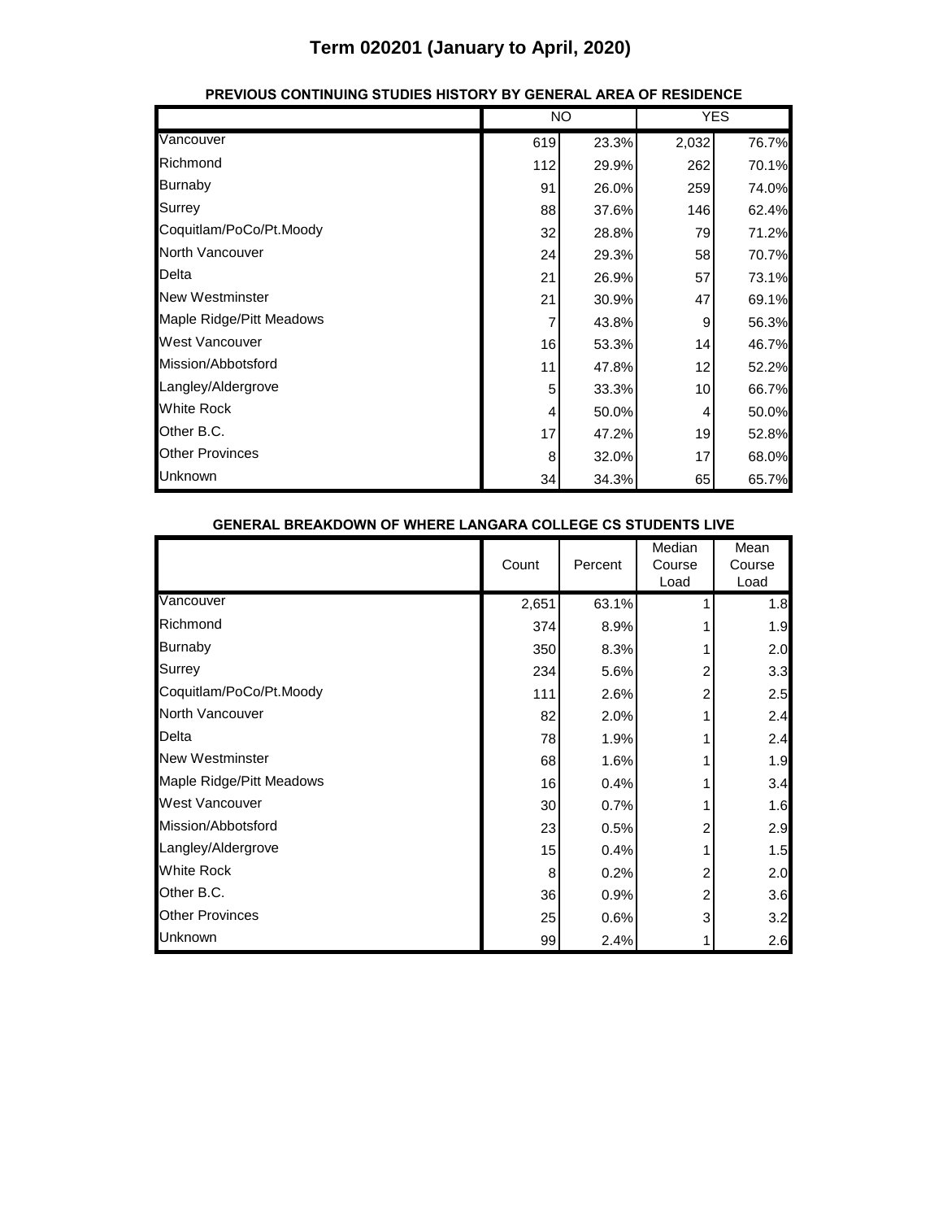# Term 020201 (January to April, 2020)

### PREVIOUS CONTINUING STUDIES HISTORY BY GENERAL AREA OF RESIDENCE

| | NO | | YES | |
|---|---|---|---|---|
| Vancouver | 619 | 23.3% | 2,032 | 76.7% |
| Richmond | 112 | 29.9% | 262 | 70.1% |
| Burnaby | 91 | 26.0% | 259 | 74.0% |
| Surrey | 88 | 37.6% | 146 | 62.4% |
| Coquitlam/PoCo/Pt.Moody | 32 | 28.8% | 79 | 71.2% |
| North Vancouver | 24 | 29.3% | 58 | 70.7% |
| Delta | 21 | 26.9% | 57 | 73.1% |
| New Westminster | 21 | 30.9% | 47 | 69.1% |
| Maple Ridge/Pitt Meadows | 7 | 43.8% | 9 | 56.3% |
| West Vancouver | 16 | 53.3% | 14 | 46.7% |
| Mission/Abbotsford | 11 | 47.8% | 12 | 52.2% |
| Langley/Aldergrove | 5 | 33.3% | 10 | 66.7% |
| White Rock | 4 | 50.0% | 4 | 50.0% |
| Other B.C. | 17 | 47.2% | 19 | 52.8% |
| Other Provinces | 8 | 32.0% | 17 | 68.0% |
| Unknown | 34 | 34.3% | 65 | 65.7% |

### GENERAL BREAKDOWN OF WHERE LANGARA COLLEGE CS STUDENTS LIVE

| | Count | Percent | Median Course Load | Mean Course Load |
|---|---|---|---|---|
| Vancouver | 2,651 | 63.1% | 1 | 1.8 |
| Richmond | 374 | 8.9% | 1 | 1.9 |
| Burnaby | 350 | 8.3% | 1 | 2.0 |
| Surrey | 234 | 5.6% | 2 | 3.3 |
| Coquitlam/PoCo/Pt.Moody | 111 | 2.6% | 2 | 2.5 |
| North Vancouver | 82 | 2.0% | 1 | 2.4 |
| Delta | 78 | 1.9% | 1 | 2.4 |
| New Westminster | 68 | 1.6% | 1 | 1.9 |
| Maple Ridge/Pitt Meadows | 16 | 0.4% | 1 | 3.4 |
| West Vancouver | 30 | 0.7% | 1 | 1.6 |
| Mission/Abbotsford | 23 | 0.5% | 2 | 2.9 |
| Langley/Aldergrove | 15 | 0.4% | 1 | 1.5 |
| White Rock | 8 | 0.2% | 2 | 2.0 |
| Other B.C. | 36 | 0.9% | 2 | 3.6 |
| Other Provinces | 25 | 0.6% | 3 | 3.2 |
| Unknown | 99 | 2.4% | 1 | 2.6 |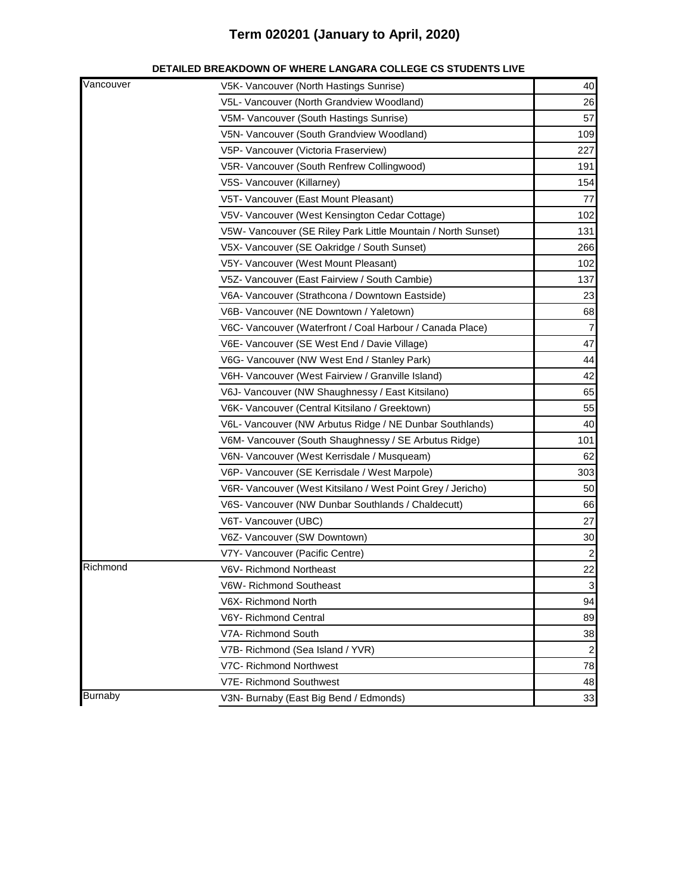# Term 020201 (January to April, 2020)

**DETAILED BREAKDOWN OF WHERE LANGARA COLLEGE CS STUDENTS LIVE**

| | | |
|---|---|---|
| Vancouver | V5K- Vancouver (North Hastings Sunrise) | 40 |
| | V5L- Vancouver (North Grandview Woodland) | 26 |
| | V5M- Vancouver (South Hastings Sunrise) | 57 |
| | V5N- Vancouver (South Grandview Woodland) | 109 |
| | V5P- Vancouver (Victoria Fraserview) | 227 |
| | V5R- Vancouver (South Renfrew Collingwood) | 191 |
| | V5S- Vancouver (Killarney) | 154 |
| | V5T- Vancouver (East Mount Pleasant) | 77 |
| | V5V- Vancouver (West Kensington Cedar Cottage) | 102 |
| | V5W- Vancouver (SE Riley Park Little Mountain / North Sunset) | 131 |
| | V5X- Vancouver (SE Oakridge / South Sunset) | 266 |
| | V5Y- Vancouver (West Mount Pleasant) | 102 |
| | V5Z- Vancouver (East Fairview / South Cambie) | 137 |
| | V6A- Vancouver (Strathcona / Downtown Eastside) | 23 |
| | V6B- Vancouver (NE Downtown / Yaletown) | 68 |
| | V6C- Vancouver (Waterfront / Coal Harbour / Canada Place) | 7 |
| | V6E- Vancouver (SE West End / Davie Village) | 47 |
| | V6G- Vancouver (NW West End / Stanley Park) | 44 |
| | V6H- Vancouver (West Fairview / Granville Island) | 42 |
| | V6J- Vancouver (NW Shaughnessy / East Kitsilano) | 65 |
| | V6K- Vancouver (Central Kitsilano / Greektown) | 55 |
| | V6L- Vancouver (NW Arbutus Ridge / NE Dunbar Southlands) | 40 |
| | V6M- Vancouver (South Shaughnessy / SE Arbutus Ridge) | 101 |
| | V6N- Vancouver (West Kerrisdale / Musqueam) | 62 |
| | V6P- Vancouver (SE Kerrisdale / West Marpole) | 303 |
| | V6R- Vancouver (West Kitsilano / West Point Grey / Jericho) | 50 |
| | V6S- Vancouver (NW Dunbar Southlands / Chaldecutt) | 66 |
| | V6T- Vancouver (UBC) | 27 |
| | V6Z- Vancouver (SW Downtown) | 30 |
| | V7Y- Vancouver (Pacific Centre) | 2 |
| Richmond | V6V- Richmond Northeast | 22 |
| | V6W- Richmond Southeast | 3 |
| | V6X- Richmond North | 94 |
| | V6Y- Richmond Central | 89 |
| | V7A- Richmond South | 38 |
| | V7B- Richmond (Sea Island / YVR) | 2 |
| | V7C- Richmond Northwest | 78 |
| | V7E- Richmond Southwest | 48 |
| Burnaby | V3N- Burnaby (East Big Bend / Edmonds) | 33 |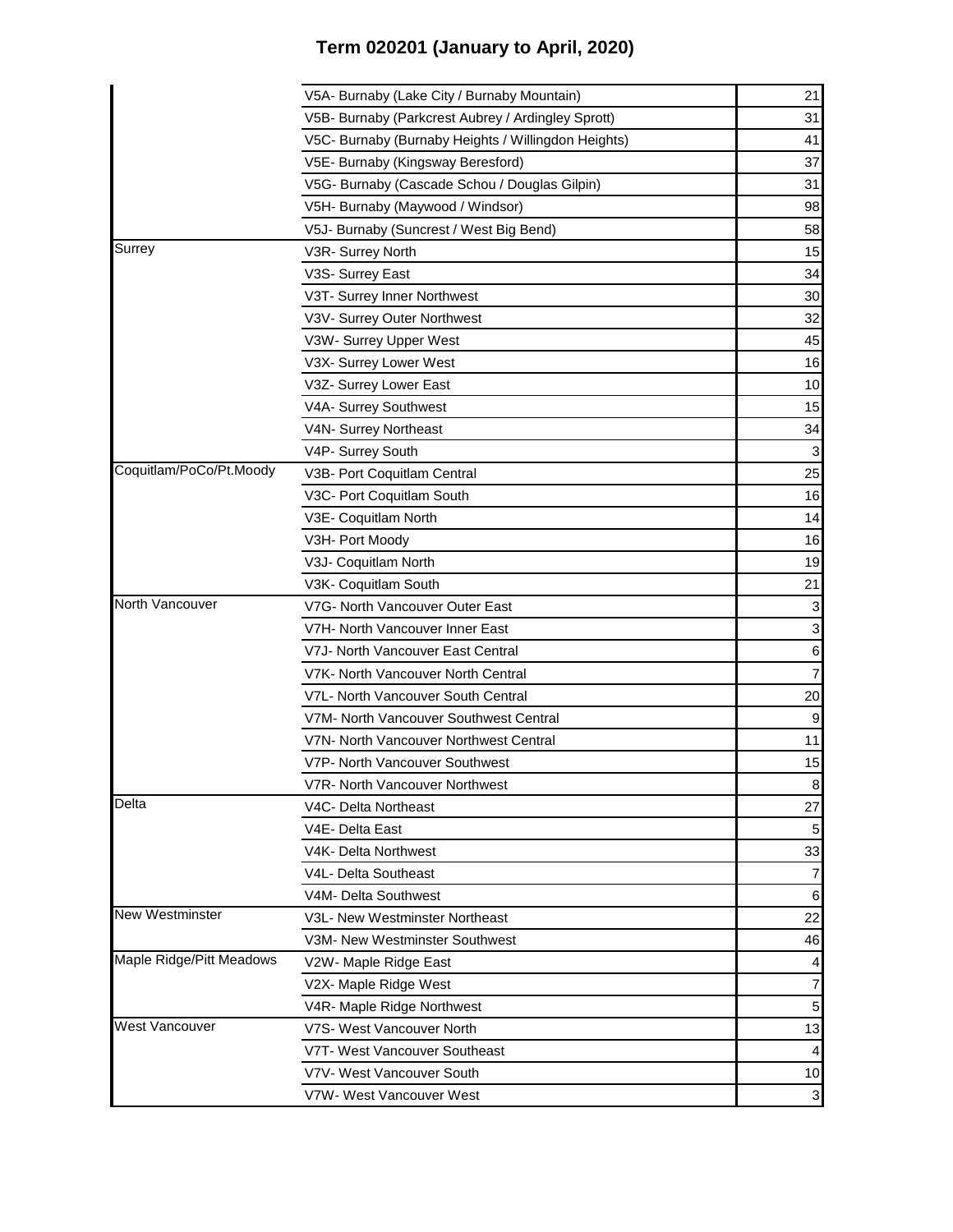## Term 020201 (January to April, 2020)

| | | |
|---|---|---|
| | V5A- Burnaby (Lake City / Burnaby Mountain) | 21 |
| | V5B- Burnaby (Parkcrest Aubrey / Ardingley Sprott) | 31 |
| | V5C- Burnaby (Burnaby Heights / Willingdon Heights) | 41 |
| | V5E- Burnaby (Kingsway Beresford) | 37 |
| | V5G- Burnaby (Cascade Schou / Douglas Gilpin) | 31 |
| | V5H- Burnaby (Maywood / Windsor) | 98 |
| | V5J- Burnaby (Suncrest / West Big Bend) | 58 |
| Surrey | V3R- Surrey North | 15 |
| | V3S- Surrey East | 34 |
| | V3T- Surrey Inner Northwest | 30 |
| | V3V- Surrey Outer Northwest | 32 |
| | V3W- Surrey Upper West | 45 |
| | V3X- Surrey Lower West | 16 |
| | V3Z- Surrey Lower East | 10 |
| | V4A- Surrey Southwest | 15 |
| | V4N- Surrey Northeast | 34 |
| | V4P- Surrey South | 3 |
| Coquitlam/PoCo/Pt.Moody | V3B- Port Coquitlam Central | 25 |
| | V3C- Port Coquitlam South | 16 |
| | V3E- Coquitlam North | 14 |
| | V3H- Port Moody | 16 |
| | V3J- Coquitlam North | 19 |
| | V3K- Coquitlam South | 21 |
| North Vancouver | V7G- North Vancouver Outer East | 3 |
| | V7H- North Vancouver Inner East | 3 |
| | V7J- North Vancouver East Central | 6 |
| | V7K- North Vancouver North Central | 7 |
| | V7L- North Vancouver South Central | 20 |
| | V7M- North Vancouver Southwest Central | 9 |
| | V7N- North Vancouver Northwest Central | 11 |
| | V7P- North Vancouver Southwest | 15 |
| | V7R- North Vancouver Northwest | 8 |
| Delta | V4C- Delta Northeast | 27 |
| | V4E- Delta East | 5 |
| | V4K- Delta Northwest | 33 |
| | V4L- Delta Southeast | 7 |
| | V4M- Delta Southwest | 6 |
| New Westminster | V3L- New Westminster Northeast | 22 |
| | V3M- New Westminster Southwest | 46 |
| Maple Ridge/Pitt Meadows | V2W- Maple Ridge East | 4 |
| | V2X- Maple Ridge West | 7 |
| | V4R- Maple Ridge Northwest | 5 |
| West Vancouver | V7S- West Vancouver North | 13 |
| | V7T- West Vancouver Southeast | 4 |
| | V7V- West Vancouver South | 10 |
| | V7W- West Vancouver West | 3 |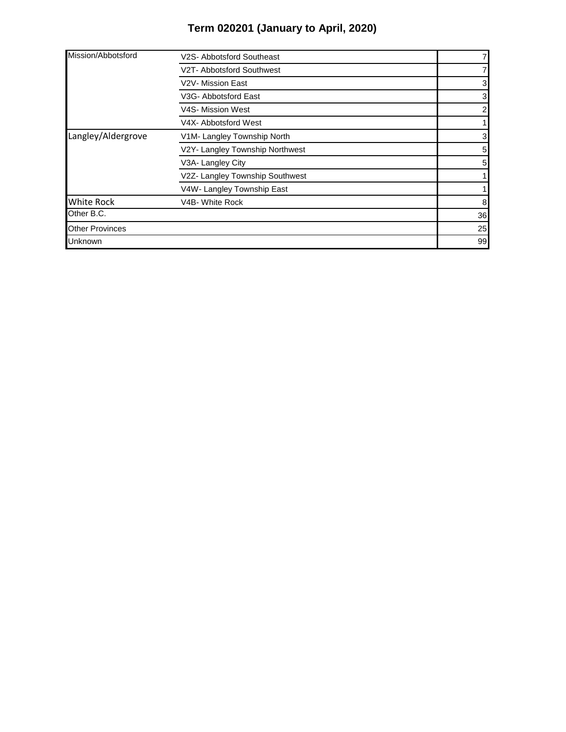## Term 020201 (January to April, 2020)

| | | |
|---|---|---|
| Mission/Abbotsford | V2S- Abbotsford Southeast | 7 |
| | V2T- Abbotsford Southwest | 7 |
| | V2V- Mission East | 3 |
| | V3G- Abbotsford East | 3 |
| | V4S- Mission West | 2 |
| | V4X- Abbotsford West | 1 |
| Langley/Aldergrove | V1M- Langley Township North | 3 |
| | V2Y- Langley Township Northwest | 5 |
| | V3A- Langley City | 5 |
| | V2Z- Langley Township Southwest | 1 |
| | V4W- Langley Township East | 1 |
| White Rock | V4B- White Rock | 8 |
| Other B.C. | | 36 |
| Other Provinces | | 25 |
| Unknown | | 99 |